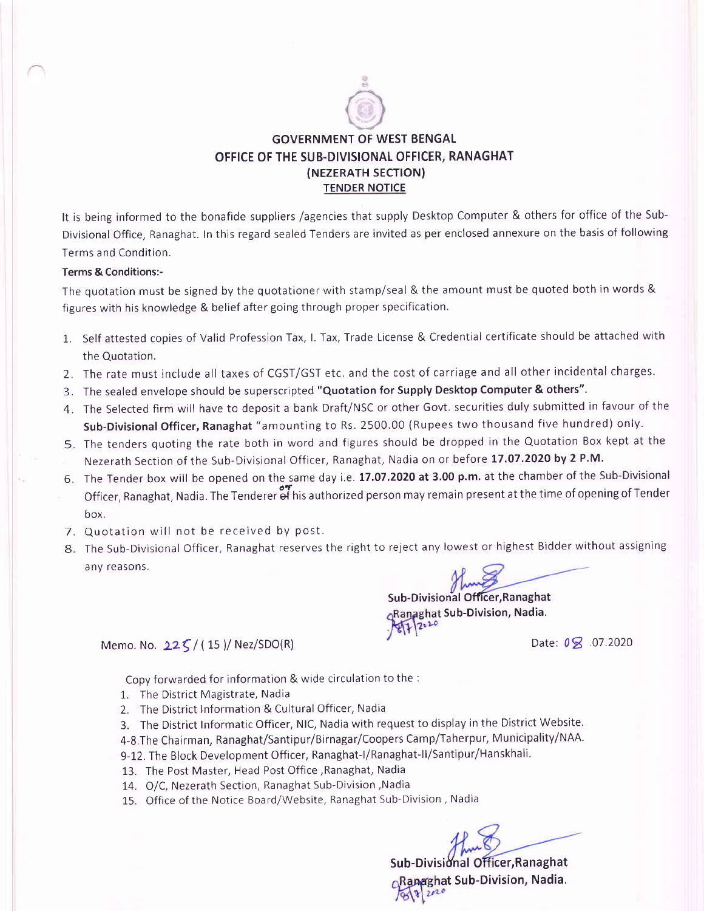# GOVERNMENT OF WEST BENGAL
## OFFICE OF THE SUB-DIVISIONAL OFFICER, RANAGHAT
## (NEZERATH SECTION)
### TENDER NOTICE

It is being informed to the bonafide suppliers /agencies that supply Desktop Computer & others for office of the Sub-Divisional Office, Ranaghat. In this regard sealed Tenders are invited as per enclosed annexure on the basis of following Terms and Condition.

**Terms & Conditions:-**

The quotation must be signed by the quotationer with stamp/seal & the amount must be quoted both in words & figures with his knowledge & belief after going through proper specification.

1. Self attested copies of Valid Profession Tax, I. Tax, Trade License & Credential certificate should be attached with the Quotation.
2. The rate must include all taxes of CGST/GST etc. and the cost of carriage and all other incidental charges.
3. The sealed envelope should be superscripted **"Quotation for Supply Desktop Computer & others"**.
4. The Selected firm will have to deposit a bank Draft/NSC or other Govt. securities duly submitted in favour of the **Sub-Divisional Officer, Ranaghat** "amounting to Rs. 2500.00 (Rupees two thousand five hundred) only.
5. The tenders quoting the rate both in word and figures should be dropped in the Quotation Box kept at the Nezerath Section of the Sub-Divisional Officer, Ranaghat, Nadia on or before **17.07.2020 by 2 P.M.**
6. The Tender box will be opened on the same day i.e. **17.07.2020 at 3.00 p.m.** at the chamber of the Sub-Divisional Officer, Ranaghat, Nadia. The Tenderer or his authorized person may remain present at the time of opening of Tender box.
7. Quotation will not be received by post.
8. The Sub-Divisional Officer, Ranaghat reserves the right to reject any lowest or highest Bidder without assigning any reasons.

**Sub-Divisional Officer,Ranaghat**
**Ranaghat Sub-Division, Nadia.**
8/7/2020

Memo. No. 225/ ( 15 )/ Nez/SDO(R) Date: 08 .07.2020

Copy forwarded for information & wide circulation to the :

1. The District Magistrate, Nadia
2. The District Information & Cultural Officer, Nadia
3. The District Informatic Officer, NIC, Nadia with request to display in the District Website.

4-8.The Chairman, Ranaghat/Santipur/Birnagar/Coopers Camp/Taherpur, Municipality/NAA.

9-12. The Block Development Officer, Ranaghat-I/Ranaghat-II/Santipur/Hanskhali.

13. The Post Master, Head Post Office ,Ranaghat, Nadia
14. O/C, Nezerath Section, Ranaghat Sub-Division ,Nadia
15. Office of the Notice Board/Website, Ranaghat Sub-Division , Nadia

**Sub-Divisional Officer,Ranaghat**
**Ranaghat Sub-Division, Nadia.**
8/7/2020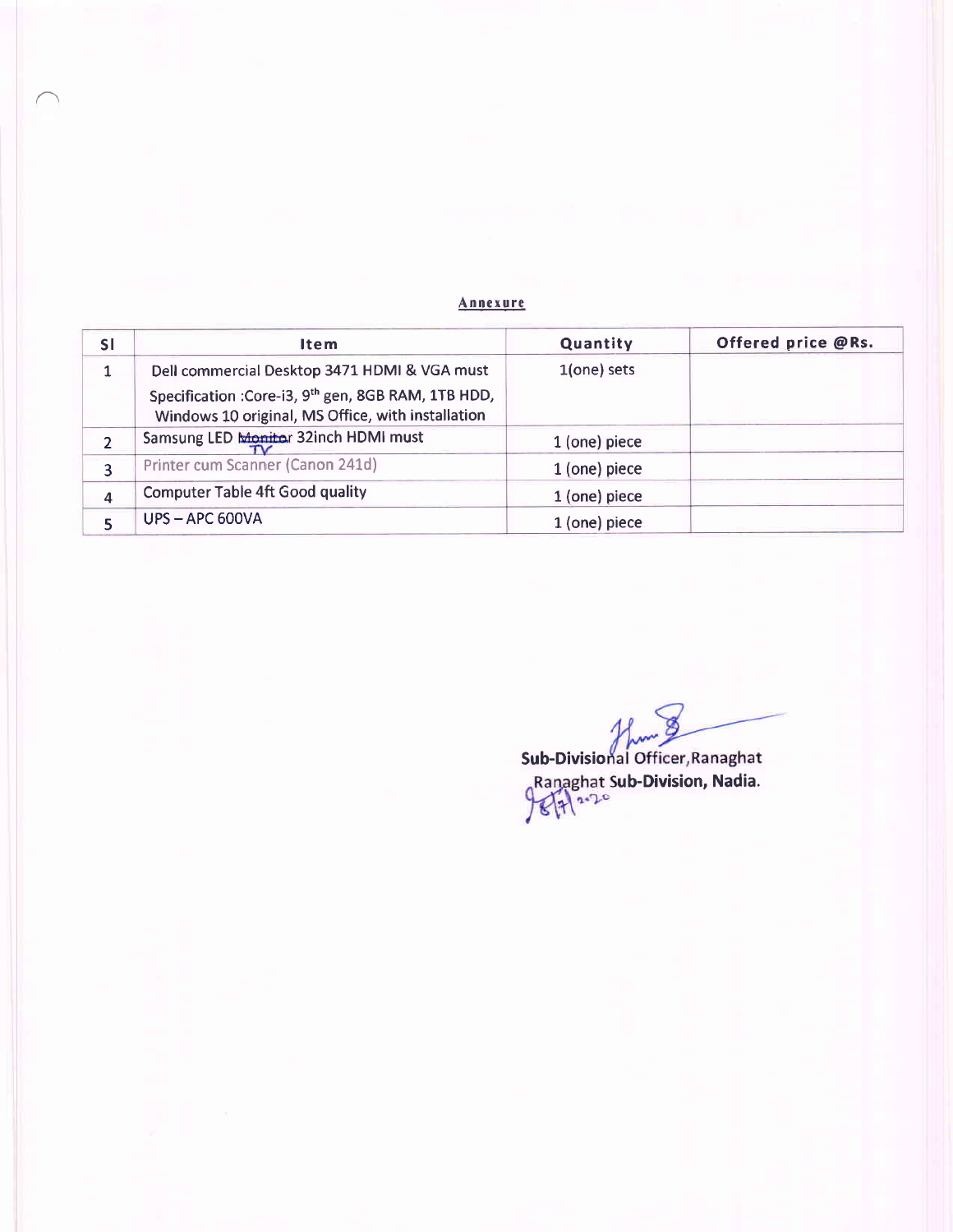## Annexure

| Sl | Item | Quantity | Offered price @Rs. |
|---|---|---|---|
| 1 | Dell commercial Desktop 3471 HDMI & VGA must<br>Specification :Core-i3, 9th gen, 8GB RAM, 1TB HDD, Windows 10 original, MS Office, with installation | 1(one) sets | |
| 2 | Samsung LED ~~Monitor~~ TV 32inch HDMI must | 1 (one) piece | |
| 3 | Printer cum Scanner (Canon 241d) | 1 (one) piece | |
| 4 | Computer Table 4ft Good quality | 1 (one) piece | |
| 5 | UPS – APC 600VA | 1 (one) piece | |

**Sub-Divisional Officer, Ranaghat**
**Ranaghat Sub-Division, Nadia.**
9/8/7/2020